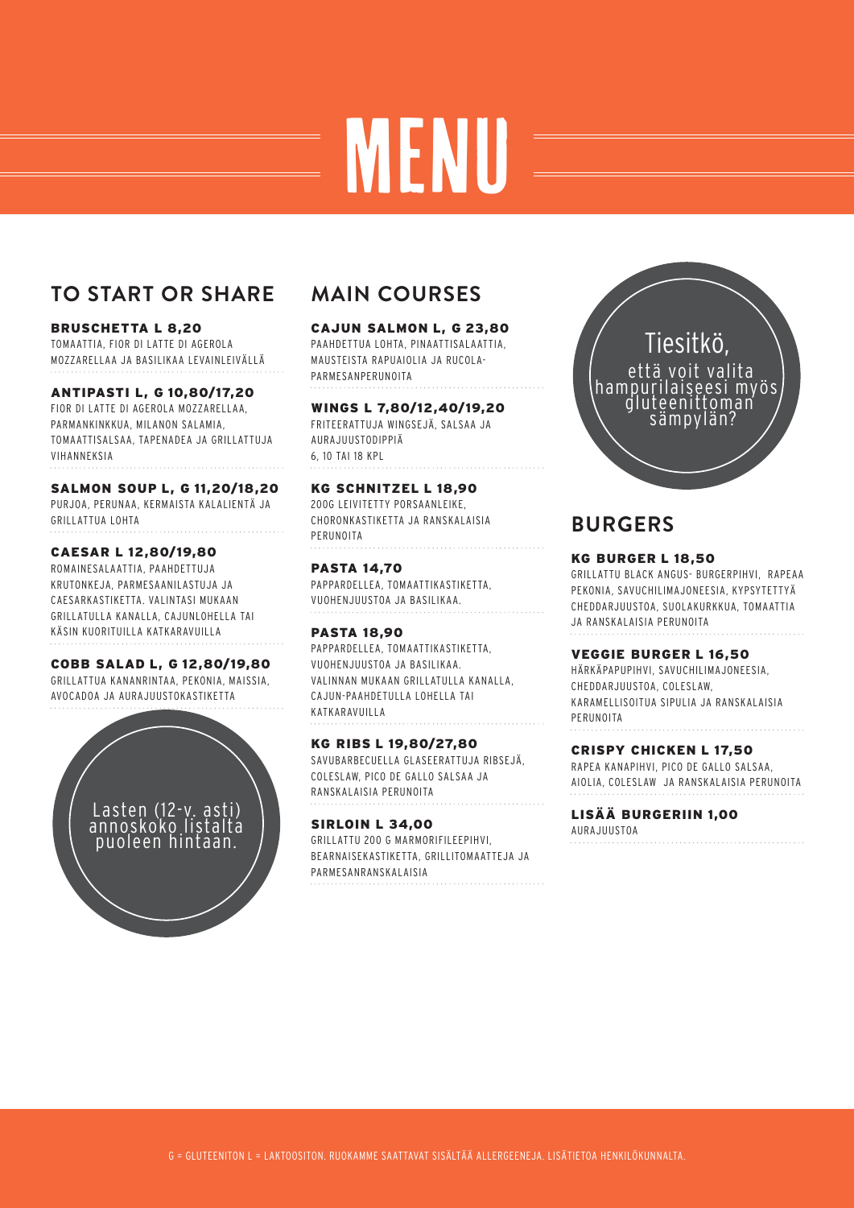# MENU

## TO START OR SHARE

**BRUSCHETTA L 8,20**
TOMAATTIA, FIOR DI LATTE DI AGEROLA MOZZARELLAA JA BASILIKAA LEVAINLEIVÄLLÄ

**ANTIPASTI L, G 10,80/17,20**
FIOR DI LATTE DI AGEROLA MOZZARELLAA, PARMANKINKKUA, MILANON SALAMIA, TOMAATTISALSAA, TAPENADEA JA GRILLATTUJA VIHANNEKSIA

**SALMON SOUP L, G 11,20/18,20**
PURJOA, PERUNAA, KERMAISTA KALALIENTÄ JA GRILLATTUA LOHTA

**CAESAR L 12,80/19,80**
ROMAINESALAATTIA, PAAHDETTUJA KRUTONKEJA, PARMESAANILASTUJA JA CAESARKASTIKETTA. VALINTASI MUKAAN GRILLATULLA KANALLA, CAJUNLOHELLA TAI KÄSIN KUORITUILLA KATKARAVUILLA

**COBB SALAD L, G 12,80/19,80**
GRILLATTUA KANANRINTAA, PEKONIA, MAISSIA, AVOCADOA JA AURAJUUSTOKASTIKETTA

Lasten (12-v. asti) annoskoko listalta puoleen hintaan.

## MAIN COURSES

**CAJUN SALMON L, G 23,80**
PAAHDETTUA LOHTA, PINAATTISALAATTIA, MAUSTEISTA RAPUAIOLIA JA RUCOLA-PARMESANPERUNOITA

**WINGS L 7,80/12,40/19,20**
FRITEERATTUJA WINGSEJÄ, SALSAA JA AURAJUUSTODIPPIÄ
6, 10 TAI 18 KPL

**KG SCHNITZEL L 18,90**
200G LEIVITETTY PORSAANLEIKE, CHORONKASTIKETTA JA RANSKALAISIA PERUNOITA

**PASTA 14,70**
PAPPARDELLEA, TOMAATTIKASTIKETTA, VUOHENJUUSTOA JA BASILIKAA.

**PASTA 18,90**
PAPPARDELLEA, TOMAATTIKASTIKETTA, VUOHENJUUSTOA JA BASILIKAA. VALINNAN MUKAAN GRILLATULLA KANALLA, CAJUN-PAAHDETULLA LOHELLA TAI KATKARAVUILLA

**KG RIBS L 19,80/27,80**
SAVUBARBECUELLA GLASEERATTUJA RIBSEJÄ, COLESLAW, PICO DE GALLO SALSAA JA RANSKALAISIA PERUNOITA

**SIRLOIN L 34,00**
GRILLATTU 200 G MARMORIFILEEPIHVI, BEARNAISEKASTIKETTA, GRILLITOMAATTEJA JA PARMESANRANSKALAISIA

Tiesitkö, että voit valita hampurilaiseesi myös gluteenittoman sämpylän?

## BURGERS

**KG BURGER L 18,50**
GRILLATTU BLACK ANGUS- BURGERPIHVI, RAPEAA PEKONIA, SAVUCHILIMAJONEESIA, KYPSYTETTYÄ CHEDDARJUUSTOA, SUOLAKURKKUA, TOMAATTIA JA RANSKALAISIA PERUNOITA

**VEGGIE BURGER L 16,50**
HÄRKÄPAPUPIHVI, SAVUCHILIMAJONEESIA, CHEDDARJUUSTOA, COLESLAW, KARAMELLISOITUA SIPULIA JA RANSKALAISIA PERUNOITA

**CRISPY CHICKEN L 17,50**
RAPEA KANAPIHVI, PICO DE GALLO SALSAA, AIOLIA, COLESLAW JA RANSKALAISIA PERUNOITA

**LISÄÄ BURGERIIN 1,00**
AURAJUUSTOA

G = GLUTEENITON L = LAKTOOSITON. RUOKAMME SAATTAVAT SISÄLTÄÄ ALLERGEENEJA. LISÄTIETOA HENKILÖKUNNALTA.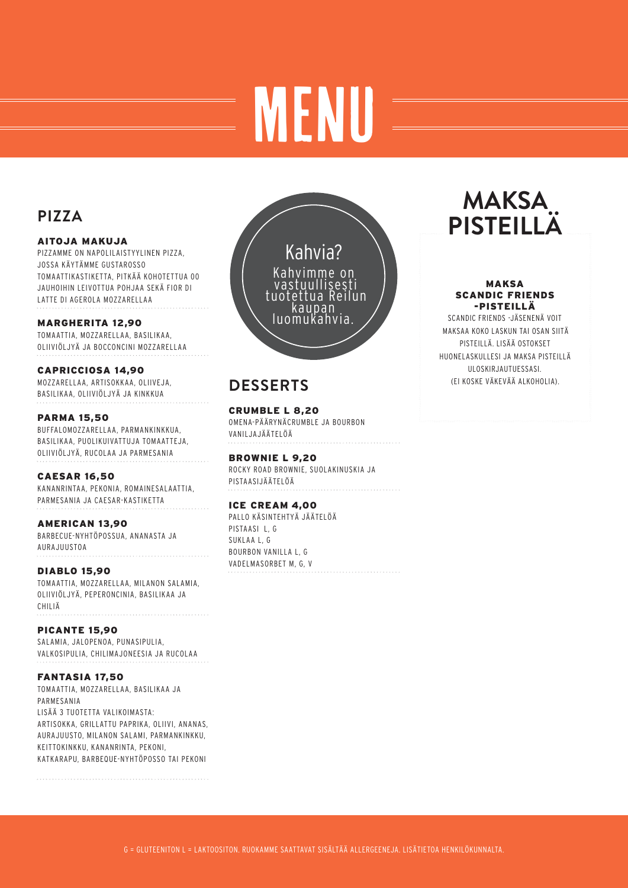# MENU

## PIZZA

### AITOJA MAKUJA

PIZZAMME ON NAPOLILAISTYYLINEN PIZZA, JOSSA KÄYTÄMME GUSTAROSSO TOMAATTIKASTIKETTA, PITKÄÄ KOHOTETTUA 00 JAUHOIHIN LEIVOTTUA POHJAA SEKÄ FIOR DI LATTE DI AGEROLA MOZZARELLAA

### MARGHERITA 12,90

TOMAATTIA, MOZZARELLAA, BASILIKAA, OLIIVIÖLJYÄ JA BOCCONCINI MOZZARELLAA

### CAPRICCIOSA 14,90

MOZZARELLAA, ARTISOKKAA, OLIIVEJA, BASILIKAA, OLIIVIÖLJYÄ JA KINKKUA

### PARMA 15,50

BUFFALOMOZZARELLAA, PARMANKINKKUA, BASILIKAA, PUOLIKUIVATTUJA TOMAATTEJA, OLIIVIÖLJYÄ, RUCOLAA JA PARMESANIA

### CAESAR 16,50

KANANRINTAA, PEKONIA, ROMAINESALAATTIA, PARMESANIA JA CAESAR-KASTIKETTA

### AMERICAN 13,90

BARBECUE-NYHTÖPOSSUA, ANANASTA JA AURAJUUSTOA

### DIABLO 15,90

TOMAATTIA, MOZZARELLAA, MILANON SALAMIA, OLIIVIÖLJYÄ, PEPERONCINIA, BASILIKAA JA CHILIÄ

### PICANTE 15,90

SALAMIA, JALOPENOA, PUNASIPULIA, VALKOSIPULIA, CHILIMAJONEESIA JA RUCOLAA

### FANTASIA 17,50

TOMAATTIA, MOZZARELLAA, BASILIKAA JA PARMESANIA
LISÄÄ 3 TUOTETTA VALIKOIMASTA:
ARTISOKKA, GRILLATTU PAPRIKA, OLIIVI, ANANAS, AURAJUUSTO, MILANON SALAMI, PARMANKINKKU, KEITTOKINKKU, KANANRINTA, PEKONI, KATKARAPU, BARBEQUE-NYHTÖPOSSO TAI PEKONI

## Kahvia?

Kahvimme on vastuullisesti tuotettua Reilun kaupan luomukahvia.

## DESSERTS

### CRUMBLE L 8,20

OMENA-PÄÄRYNÄCRUMBLE JA BOURBON VANILJAJÄÄTELÖÄ

### BROWNIE L 9,20

ROCKY ROAD BROWNIE, SUOLAKINUSKIA JA PISTAASIJÄÄTELÖÄ

### ICE CREAM 4,00

PALLO KÄSINTEHTYÄ JÄÄTELÖÄ
PISTAASI L, G
SUKLAA L, G
BOURBON VANILLA L, G
VADELMASORBET M, G, V

## MAKSA PISTEILLÄ

### MAKSA SCANDIC FRIENDS -PISTEILLÄ

SCANDIC FRIENDS -JÄSENENÄ VOIT MAKSAA KOKO LASKUN TAI OSAN SIITÄ PISTEILLÄ. LISÄÄ OSTOKSET HUONELASKULLESI JA MAKSA PISTEILLÄ ULOSKIRJAUTUESSASI.
(EI KOSKE VÄKEVÄÄ ALKOHOLIA).

G = GLUTEENITON L = LAKTOOSITON. RUOKAMME SAATTAVAT SISÄLTÄÄ ALLERGEENEJA. LISÄTIETOA HENKILÖKUNNALTA.